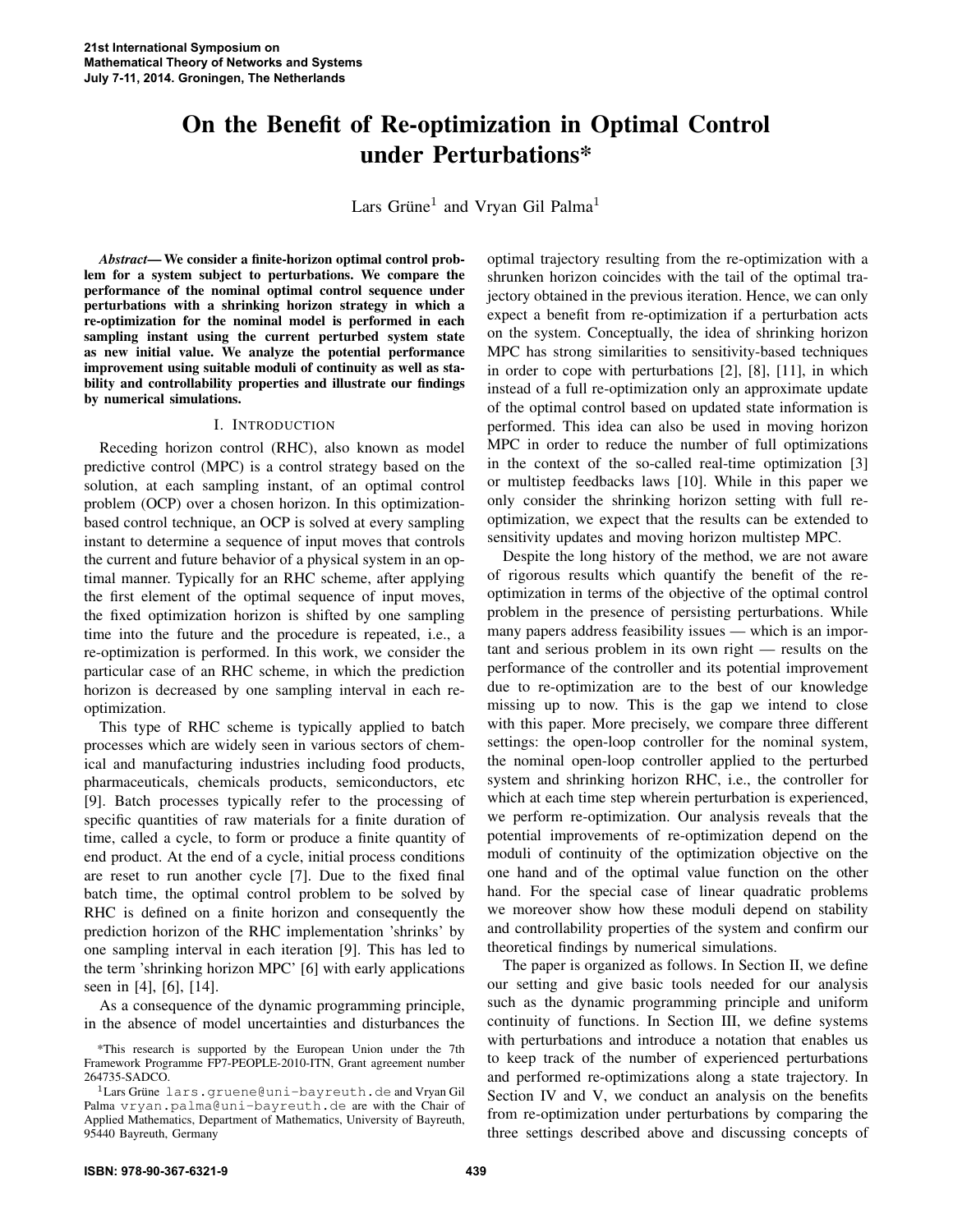# On the Benefit of Re-optimization in Optimal Control under Perturbations*

Lars Grüne[1] and Vryan Gil Palma[1]

***Abstract*— We consider a finite-horizon optimal control problem for a system subject to perturbations. We compare the performance of the nominal optimal control sequence under perturbations with a shrinking horizon strategy in which a re-optimization for the nominal model is performed in each sampling instant using the current perturbed system state as new initial value. We analyze the potential performance improvement using suitable moduli of continuity as well as stability and controllability properties and illustrate our findings by numerical simulations.**

## I. Introduction

Receding horizon control (RHC), also known as model predictive control (MPC) is a control strategy based on the solution, at each sampling instant, of an optimal control problem (OCP) over a chosen horizon. In this optimization-based control technique, an OCP is solved at every sampling instant to determine a sequence of input moves that controls the current and future behavior of a physical system in an optimal manner. Typically for an RHC scheme, after applying the first element of the optimal sequence of input moves, the fixed optimization horizon is shifted by one sampling time into the future and the procedure is repeated, i.e., a re-optimization is performed. In this work, we consider the particular case of an RHC scheme, in which the prediction horizon is decreased by one sampling interval in each re-optimization.

This type of RHC scheme is typically applied to batch processes which are widely seen in various sectors of chemical and manufacturing industries including food products, pharmaceuticals, chemicals products, semiconductors, etc [9]. Batch processes typically refer to the processing of specific quantities of raw materials for a finite duration of time, called a cycle, to form or produce a finite quantity of end product. At the end of a cycle, initial process conditions are reset to run another cycle [7]. Due to the fixed final batch time, the optimal control problem to be solved by RHC is defined on a finite horizon and consequently the prediction horizon of the RHC implementation 'shrinks' by one sampling interval in each iteration [9]. This has led to the term 'shrinking horizon MPC' [6] with early applications seen in [4], [6], [14].

As a consequence of the dynamic programming principle, in the absence of model uncertainties and disturbances the optimal trajectory resulting from the re-optimization with a shrunken horizon coincides with the tail of the optimal trajectory obtained in the previous iteration. Hence, we can only expect a benefit from re-optimization if a perturbation acts on the system. Conceptually, the idea of shrinking horizon MPC has strong similarities to sensitivity-based techniques in order to cope with perturbations [2], [8], [11], in which instead of a full re-optimization only an approximate update of the optimal control based on updated state information is performed. This idea can also be used in moving horizon MPC in order to reduce the number of full optimizations in the context of the so-called real-time optimization [3] or multistep feedbacks laws [10]. While in this paper we only consider the shrinking horizon setting with full re-optimization, we expect that the results can be extended to sensitivity updates and moving horizon multistep MPC.

Despite the long history of the method, we are not aware of rigorous results which quantify the benefit of the re-optimization in terms of the objective of the optimal control problem in the presence of persisting perturbations. While many papers address feasibility issues — which is an important and serious problem in its own right — results on the performance of the controller and its potential improvement due to re-optimization are to the best of our knowledge missing up to now. This is the gap we intend to close with this paper. More precisely, we compare three different settings: the open-loop controller for the nominal system, the nominal open-loop controller applied to the perturbed system and shrinking horizon RHC, i.e., the controller for which at each time step wherein perturbation is experienced, we perform re-optimization. Our analysis reveals that the potential improvements of re-optimization depend on the moduli of continuity of the optimization objective on the one hand and of the optimal value function on the other hand. For the special case of linear quadratic problems we moreover show how these moduli depend on stability and controllability properties of the system and confirm our theoretical findings by numerical simulations.

The paper is organized as follows. In Section II, we define our setting and give basic tools needed for our analysis such as the dynamic programming principle and uniform continuity of functions. In Section III, we define systems with perturbations and introduce a notation that enables us to keep track of the number of experienced perturbations and performed re-optimizations along a state trajectory. In Section IV and V, we conduct an analysis on the benefits from re-optimization under perturbations by comparing the three settings described above and discussing concepts of

*This research is supported by the European Union under the 7th Framework Programme FP7-PEOPLE-2010-ITN, Grant agreement number 264735-SADCO.

[1]Lars Grüne lars.gruene@uni-bayreuth.de and Vryan Gil Palma vryan.palma@uni-bayreuth.de are with the Chair of Applied Mathematics, Department of Mathematics, University of Bayreuth, 95440 Bayreuth, Germany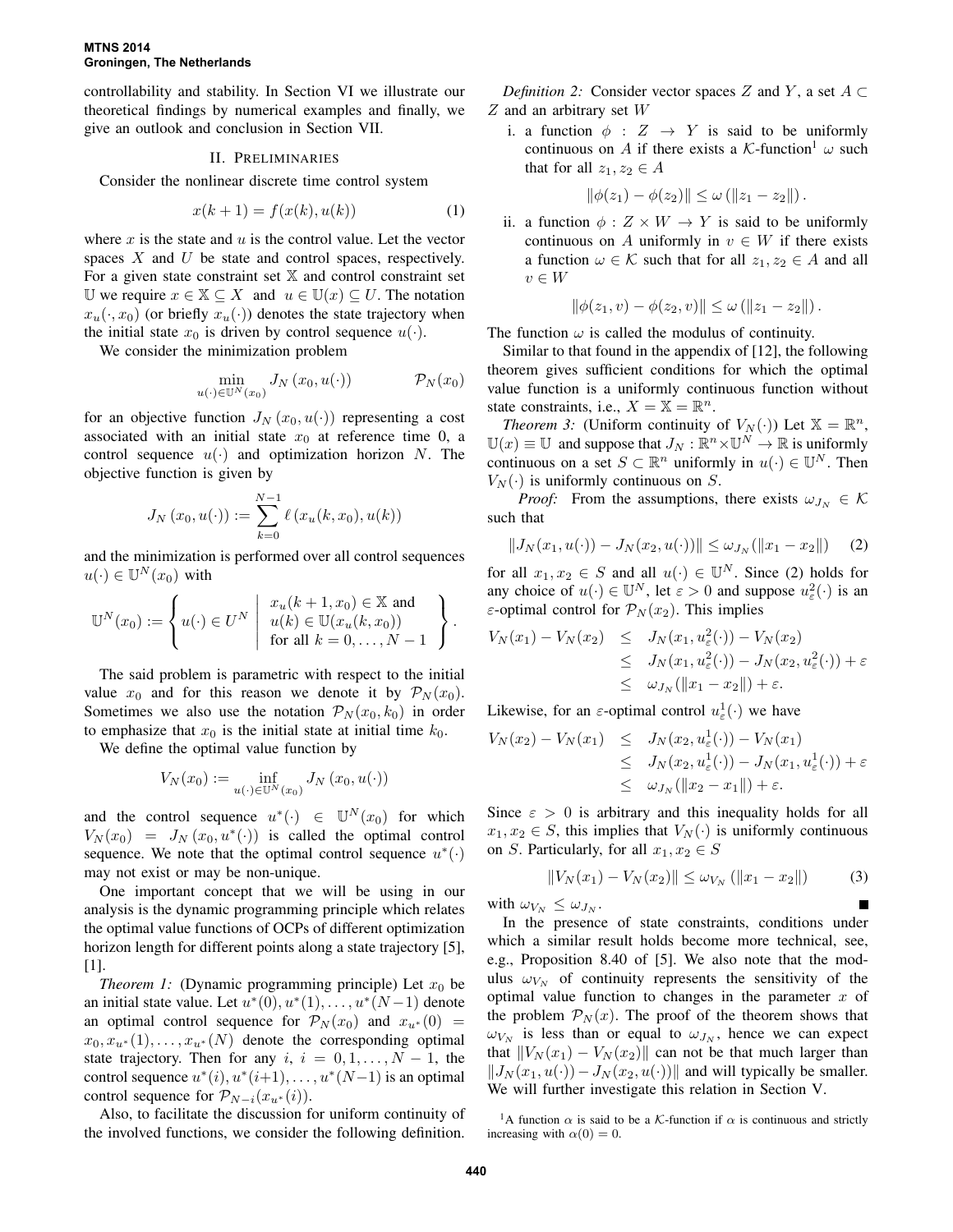controllability and stability. In Section VI we illustrate our theoretical findings by numerical examples and finally, we give an outlook and conclusion in Section VII.

## II. Preliminaries

Consider the nonlinear discrete time control system

$$x(k+1) = f(x(k), u(k)) \tag{1}$$

where $x$ is the state and $u$ is the control value. Let the vector spaces $X$ and $U$ be state and control spaces, respectively. For a given state constraint set $\mathbb{X}$ and control constraint set $\mathbb{U}$ we require $x \in \mathbb{X} \subseteq X$ and $u \in \mathbb{U}(x) \subseteq U$. The notation $x_u(\cdot, x_0)$ (or briefly $x_u(\cdot)$) denotes the state trajectory when the initial state $x_0$ is driven by control sequence $u(\cdot)$.

We consider the minimization problem

$$\min_{u(\cdot)\in\mathbb{U}^N(x_0)} J_N\left(x_0, u(\cdot)\right) \qquad\qquad \mathcal{P}_N(x_0)$$

for an objective function $J_N\left(x_0, u(\cdot)\right)$ representing a cost associated with an initial state $x_0$ at reference time 0, a control sequence $u(\cdot)$ and optimization horizon $N$. The objective function is given by

$$J_N\left(x_0, u(\cdot)\right) := \sum_{k=0}^{N-1} \ell\left(x_u(k, x_0), u(k)\right)$$

and the minimization is performed over all control sequences $u(\cdot) \in \mathbb{U}^N(x_0)$ with

$$\mathbb{U}^N(x_0) := \left\{ u(\cdot) \in U^N \;\middle|\; \begin{array}{l} x_u(k+1, x_0) \in \mathbb{X} \text{ and} \\ u(k) \in \mathbb{U}(x_u(k, x_0)) \\ \text{for all } k = 0, \ldots, N-1 \end{array} \right\}.$$

The said problem is parametric with respect to the initial value $x_0$ and for this reason we denote it by $\mathcal{P}_N(x_0)$. Sometimes we also use the notation $\mathcal{P}_N(x_0, k_0)$ in order to emphasize that $x_0$ is the initial state at initial time $k_0$.

We define the optimal value function by

$$V_N(x_0) := \inf_{u(\cdot)\in\mathbb{U}^N(x_0)} J_N\left(x_0, u(\cdot)\right)$$

and the control sequence $u^*(\cdot) \in \mathbb{U}^N(x_0)$ for which $V_N(x_0) = J_N\left(x_0, u^*(\cdot)\right)$ is called the optimal control sequence. We note that the optimal control sequence $u^*(\cdot)$ may not exist or may be non-unique.

One important concept that we will be using in our analysis is the dynamic programming principle which relates the optimal value functions of OCPs of different optimization horizon length for different points along a state trajectory [5], [1].

*Theorem 1:* (Dynamic programming principle) Let $x_0$ be an initial state value. Let $u^*(0), u^*(1), \ldots, u^*(N-1)$ denote an optimal control sequence for $\mathcal{P}_N(x_0)$ and $x_{u^*}(0) = x_0, x_{u^*}(1), \ldots, x_{u^*}(N)$ denote the corresponding optimal state trajectory. Then for any $i$, $i = 0, 1, \ldots, N-1$, the control sequence $u^*(i), u^*(i+1), \ldots, u^*(N-1)$ is an optimal control sequence for $\mathcal{P}_{N-i}(x_{u^*}(i))$.

Also, to facilitate the discussion for uniform continuity of the involved functions, we consider the following definition.

*Definition 2:* Consider vector spaces $Z$ and $Y$, a set $A \subset Z$ and an arbitrary set $W$

i. a function $\phi : Z \to Y$ is said to be uniformly continuous on $A$ if there exists a $\mathcal{K}$-function[1] $\omega$ such that for all $z_1, z_2 \in A$

$$\|\phi(z_1) - \phi(z_2)\| \leq \omega\left(\|z_1 - z_2\|\right).$$

ii. a function $\phi : Z \times W \to Y$ is said to be uniformly continuous on $A$ uniformly in $v \in W$ if there exists a function $\omega \in \mathcal{K}$ such that for all $z_1, z_2 \in A$ and all $v \in W$

$$\|\phi(z_1, v) - \phi(z_2, v)\| \leq \omega\left(\|z_1 - z_2\|\right).$$

The function $\omega$ is called the modulus of continuity.

Similar to that found in the appendix of [12], the following theorem gives sufficient conditions for which the optimal value function is a uniformly continuous function without state constraints, i.e., $X = \mathbb{X} = \mathbb{R}^n$.

*Theorem 3:* (Uniform continuity of $V_N(\cdot)$) Let $\mathbb{X} = \mathbb{R}^n$, $\mathbb{U}(x) \equiv \mathbb{U}$ and suppose that $J_N : \mathbb{R}^n \times \mathbb{U}^N \to \mathbb{R}$ is uniformly continuous on a set $S \subset \mathbb{R}^n$ uniformly in $u(\cdot) \in \mathbb{U}^N$. Then $V_N(\cdot)$ is uniformly continuous on $S$.

*Proof:* From the assumptions, there exists $\omega_{J_N} \in \mathcal{K}$ such that

$$\|J_N(x_1, u(\cdot)) - J_N(x_2, u(\cdot))\| \leq \omega_{J_N}(\|x_1 - x_2\|) \tag{2}$$

for all $x_1, x_2 \in S$ and all $u(\cdot) \in \mathbb{U}^N$. Since (2) holds for any choice of $u(\cdot) \in \mathbb{U}^N$, let $\varepsilon > 0$ and suppose $u_\varepsilon^2(\cdot)$ is an $\varepsilon$-optimal control for $\mathcal{P}_N(x_2)$. This implies

$$\begin{aligned} V_N(x_1) - V_N(x_2) &\leq J_N(x_1, u_\varepsilon^2(\cdot)) - V_N(x_2) \\ &\leq J_N(x_1, u_\varepsilon^2(\cdot)) - J_N(x_2, u_\varepsilon^2(\cdot)) + \varepsilon \\ &\leq \omega_{J_N}(\|x_1 - x_2\|) + \varepsilon. \end{aligned}$$

Likewise, for an $\varepsilon$-optimal control $u_\varepsilon^1(\cdot)$ we have

$$\begin{aligned} V_N(x_2) - V_N(x_1) &\leq J_N(x_2, u_\varepsilon^1(\cdot)) - V_N(x_1) \\ &\leq J_N(x_2, u_\varepsilon^1(\cdot)) - J_N(x_1, u_\varepsilon^1(\cdot)) + \varepsilon \\ &\leq \omega_{J_N}(\|x_2 - x_1\|) + \varepsilon. \end{aligned}$$

Since $\varepsilon > 0$ is arbitrary and this inequality holds for all $x_1, x_2 \in S$, this implies that $V_N(\cdot)$ is uniformly continuous on $S$. Particularly, for all $x_1, x_2 \in S$

$$\|V_N(x_1) - V_N(x_2)\| \leq \omega_{V_N}\left(\|x_1 - x_2\|\right) \tag{3}$$

with $\omega_{V_N} \leq \omega_{J_N}$. ∎

In the presence of state constraints, conditions under which a similar result holds become more technical, see, e.g., Proposition 8.40 of [5]. We also note that the modulus $\omega_{V_N}$ of continuity represents the sensitivity of the optimal value function to changes in the parameter $x$ of the problem $\mathcal{P}_N(x)$. The proof of the theorem shows that $\omega_{V_N}$ is less than or equal to $\omega_{J_N}$, hence we can expect that $\|V_N(x_1) - V_N(x_2)\|$ can not be that much larger than $\|J_N(x_1, u(\cdot)) - J_N(x_2, u(\cdot))\|$ and will typically be smaller. We will further investigate this relation in Section V.

[1] A function $\alpha$ is said to be a $\mathcal{K}$-function if $\alpha$ is continuous and strictly increasing with $\alpha(0) = 0$.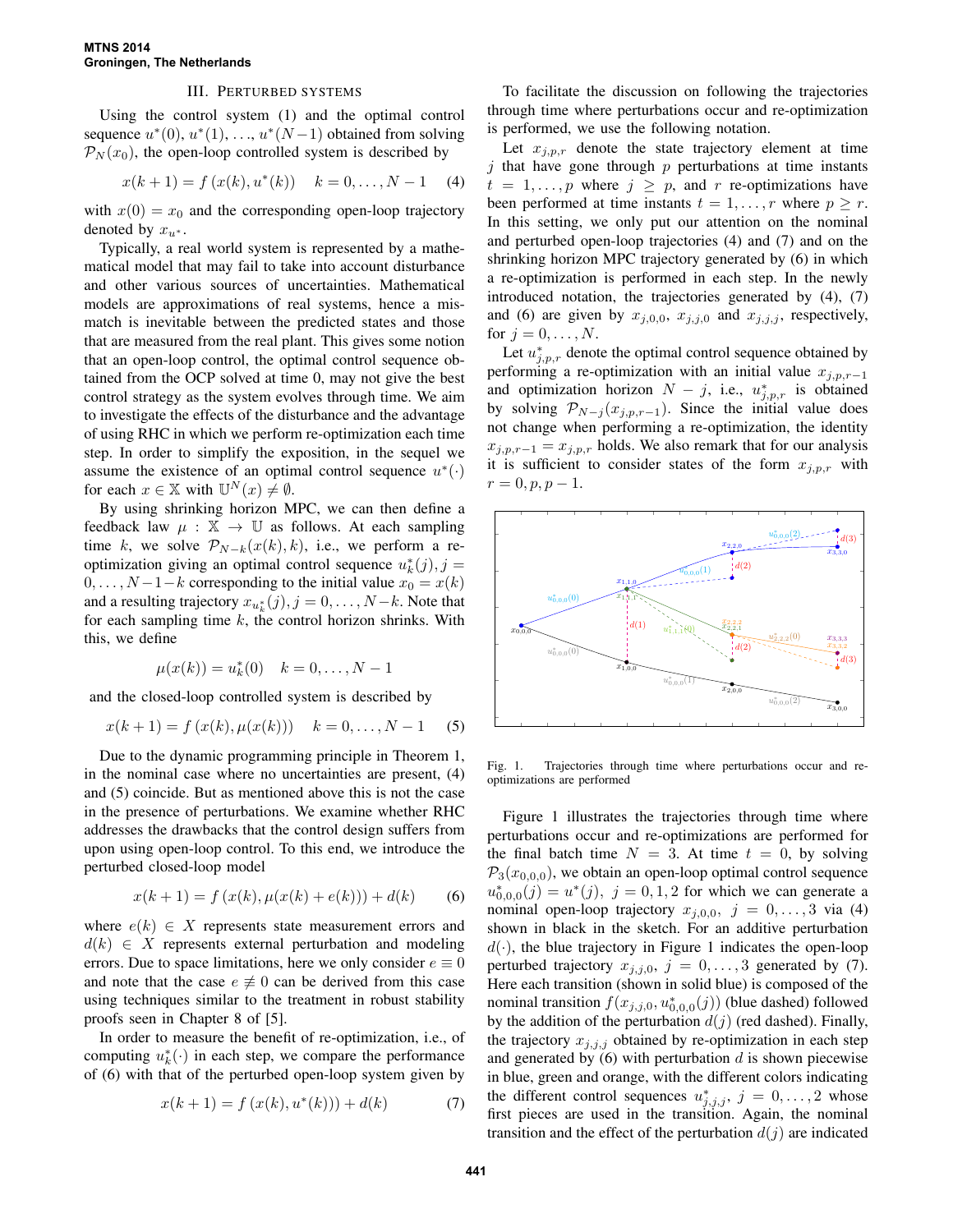## III. Perturbed systems

Using the control system (1) and the optimal control sequence $u^*(0)$, $u^*(1)$, ..., $u^*(N-1)$ obtained from solving $\mathcal{P}_N(x_0)$, the open-loop controlled system is described by

$$x(k+1) = f(x(k), u^*(k)) \quad k = 0, \ldots, N-1 \tag{4}$$

with $x(0) = x_0$ and the corresponding open-loop trajectory denoted by $x_{u^*}$.

Typically, a real world system is represented by a mathematical model that may fail to take into account disturbance and other various sources of uncertainties. Mathematical models are approximations of real systems, hence a mismatch is inevitable between the predicted states and those that are measured from the real plant. This gives some notion that an open-loop control, the optimal control sequence obtained from the OCP solved at time 0, may not give the best control strategy as the system evolves through time. We aim to investigate the effects of the disturbance and the advantage of using RHC in which we perform re-optimization each time step. In order to simplify the exposition, in the sequel we assume the existence of an optimal control sequence $u^*(\cdot)$ for each $x \in \mathbb{X}$ with $\mathbb{U}^N(x) \neq \emptyset$.

By using shrinking horizon MPC, we can then define a feedback law $\mu : \mathbb{X} \to \mathbb{U}$ as follows. At each sampling time $k$, we solve $\mathcal{P}_{N-k}(x(k), k)$, i.e., we perform a re-optimization giving an optimal control sequence $u_k^*(j), j = 0, \ldots, N-1-k$ corresponding to the initial value $x_0 = x(k)$ and a resulting trajectory $x_{u_k^*}(j), j = 0, \ldots, N-k$. Note that for each sampling time $k$, the control horizon shrinks. With this, we define

$$\mu(x(k)) = u_k^*(0) \quad k = 0, \ldots, N-1$$

and the closed-loop controlled system is described by

$$x(k+1) = f(x(k), \mu(x(k))) \quad k = 0, \ldots, N-1 \tag{5}$$

Due to the dynamic programming principle in Theorem 1, in the nominal case where no uncertainties are present, (4) and (5) coincide. But as mentioned above this is not the case in the presence of perturbations. We examine whether RHC addresses the drawbacks that the control design suffers from upon using open-loop control. To this end, we introduce the perturbed closed-loop model

$$x(k+1) = f(x(k), \mu(x(k) + e(k))) + d(k) \tag{6}$$

where $e(k) \in X$ represents state measurement errors and $d(k) \in X$ represents external perturbation and modeling errors. Due to space limitations, here we only consider $e \equiv 0$ and note that the case $e \not\equiv 0$ can be derived from this case using techniques similar to the treatment in robust stability proofs seen in Chapter 8 of [5].

In order to measure the benefit of re-optimization, i.e., of computing $u_k^*(\cdot)$ in each step, we compare the performance of (6) with that of the perturbed open-loop system given by

$$x(k+1) = f(x(k), u^*(k))) + d(k) \tag{7}$$

To facilitate the discussion on following the trajectories through time where perturbations occur and re-optimization is performed, we use the following notation.

Let $x_{j,p,r}$ denote the state trajectory element at time $j$ that have gone through $p$ perturbations at time instants $t = 1, \ldots, p$ where $j \geq p$, and $r$ re-optimizations have been performed at time instants $t = 1, \ldots, r$ where $p \geq r$. In this setting, we only put our attention on the nominal and perturbed open-loop trajectories (4) and (7) and on the shrinking horizon MPC trajectory generated by (6) in which a re-optimization is performed in each step. In the newly introduced notation, the trajectories generated by (4), (7) and (6) are given by $x_{j,0,0}$, $x_{j,j,0}$ and $x_{j,j,j}$, respectively, for $j = 0, \ldots, N$.

Let $u_{j,p,r}^*$ denote the optimal control sequence obtained by performing a re-optimization with an initial value $x_{j,p,r-1}$ and optimization horizon $N - j$, i.e., $u_{j,p,r}^*$ is obtained by solving $\mathcal{P}_{N-j}(x_{j,p,r-1})$. Since the initial value does not change when performing a re-optimization, the identity $x_{j,p,r-1} = x_{j,p,r}$ holds. We also remark that for our analysis it is sufficient to consider states of the form $x_{j,p,r}$ with $r = 0, p, p-1$.

Fig. 1. Trajectories through time where perturbations occur and re-optimizations are performed

Figure 1 illustrates the trajectories through time where perturbations occur and re-optimizations are performed for the final batch time $N = 3$. At time $t = 0$, by solving $\mathcal{P}_3(x_{0,0,0})$, we obtain an open-loop optimal control sequence $u_{0,0,0}^*(j) = u^*(j)$, $j = 0, 1, 2$ for which we can generate a nominal open-loop trajectory $x_{j,0,0}$, $j = 0, \ldots, 3$ via (4) shown in black in the sketch. For an additive perturbation $d(\cdot)$, the blue trajectory in Figure 1 indicates the open-loop perturbed trajectory $x_{j,j,0}$, $j = 0, \ldots, 3$ generated by (7). Here each transition (shown in solid blue) is composed of the nominal transition $f(x_{j,j,0}, u_{0,0,0}^*(j))$ (blue dashed) followed by the addition of the perturbation $d(j)$ (red dashed). Finally, the trajectory $x_{j,j,j}$ obtained by re-optimization in each step and generated by (6) with perturbation $d$ is shown piecewise in blue, green and orange, with the different colors indicating the different control sequences $u_{j,j,j}^*$, $j = 0, \ldots, 2$ whose first pieces are used in the transition. Again, the nominal transition and the effect of the perturbation $d(j)$ are indicated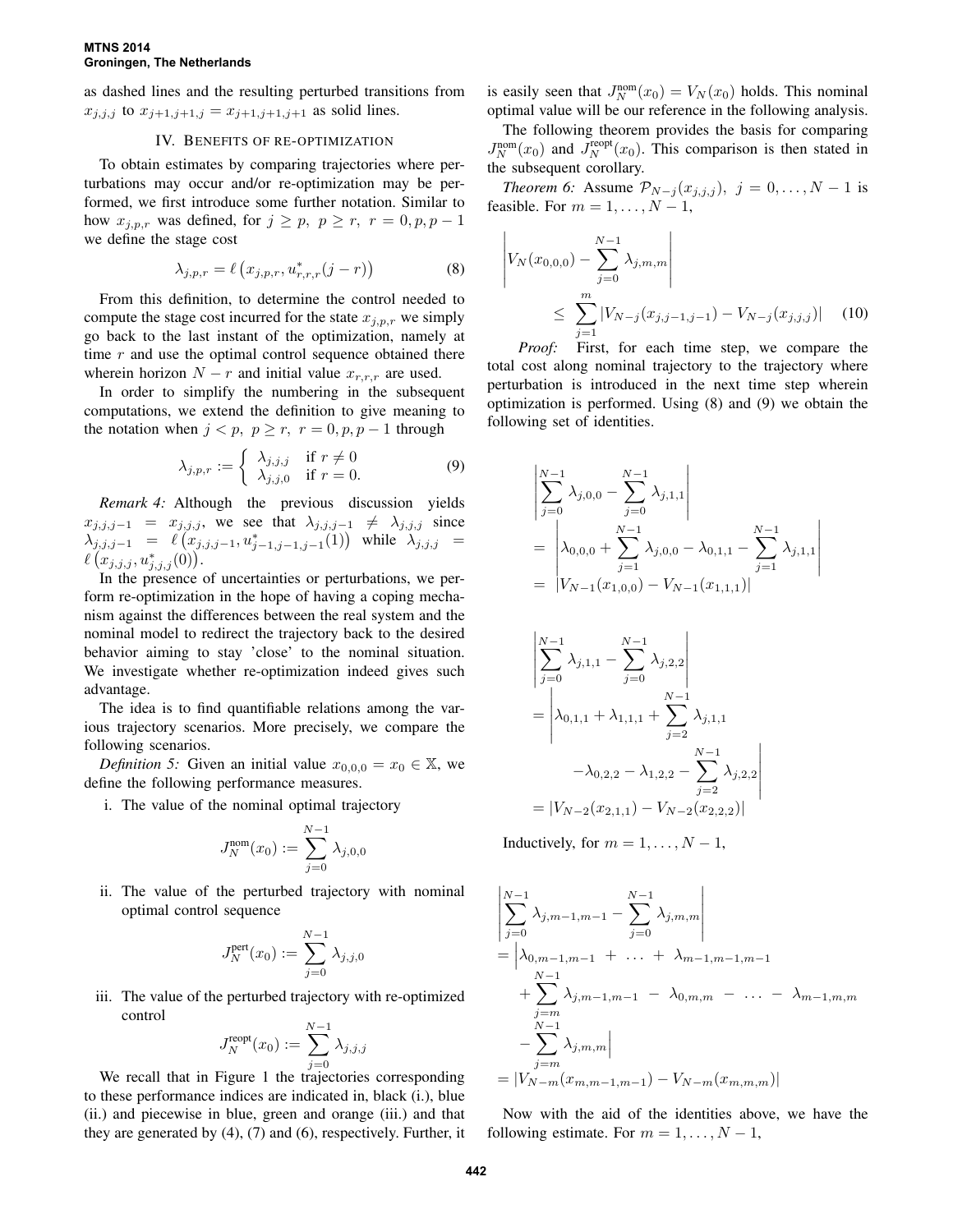as dashed lines and the resulting perturbed transitions from $x_{j,j,j}$ to $x_{j+1,j+1,j} = x_{j+1,j+1,j+1}$ as solid lines.

## IV. Benefits of re-optimization

To obtain estimates by comparing trajectories where perturbations may occur and/or re-optimization may be performed, we first introduce some further notation. Similar to how $x_{j,p,r}$ was defined, for $j \geq p,\ p \geq r,\ r = 0, p, p-1$ we define the stage cost

$$\lambda_{j,p,r} = \ell\left(x_{j,p,r}, u^*_{r,r,r}(j-r)\right) \tag{8}$$

From this definition, to determine the control needed to compute the stage cost incurred for the state $x_{j,p,r}$ we simply go back to the last instant of the optimization, namely at time $r$ and use the optimal control sequence obtained there wherein horizon $N-r$ and initial value $x_{r,r,r}$ are used.

In order to simplify the numbering in the subsequent computations, we extend the definition to give meaning to the notation when $j < p,\ p \geq r,\ r = 0, p, p-1$ through

$$\lambda_{j,p,r} := \begin{cases} \lambda_{j,j,j} & \text{if } r \neq 0 \\ \lambda_{j,j,0} & \text{if } r = 0. \end{cases} \tag{9}$$

*Remark 4:* Although the previous discussion yields $x_{j,j,j-1} = x_{j,j,j}$, we see that $\lambda_{j,j,j-1} \neq \lambda_{j,j,j}$ since $\lambda_{j,j,j-1} = \ell\left(x_{j,j,j-1}, u^*_{j-1,j-1,j-1}(1)\right)$ while $\lambda_{j,j,j} = \ell\left(x_{j,j,j}, u^*_{j,j,j}(0)\right)$.

In the presence of uncertainties or perturbations, we perform re-optimization in the hope of having a coping mechanism against the differences between the real system and the nominal model to redirect the trajectory back to the desired behavior aiming to stay 'close' to the nominal situation. We investigate whether re-optimization indeed gives such advantage.

The idea is to find quantifiable relations among the various trajectory scenarios. More precisely, we compare the following scenarios.

*Definition 5:* Given an initial value $x_{0,0,0} = x_0 \in \mathbb{X}$, we define the following performance measures.

i. The value of the nominal optimal trajectory

$$J_N^{\text{nom}}(x_0) := \sum_{j=0}^{N-1} \lambda_{j,0,0}$$

ii. The value of the perturbed trajectory with nominal optimal control sequence

$$J_N^{\text{pert}}(x_0) := \sum_{j=0}^{N-1} \lambda_{j,j,0}$$

iii. The value of the perturbed trajectory with re-optimized control

$$J_N^{\text{reopt}}(x_0) := \sum_{j=0}^{N-1} \lambda_{j,j,j}$$

We recall that in Figure 1 the trajectories corresponding to these performance indices are indicated in, black (i.), blue (ii.) and piecewise in blue, green and orange (iii.) and that they are generated by (4), (7) and (6), respectively. Further, it is easily seen that $J_N^{\text{nom}}(x_0) = V_N(x_0)$ holds. This nominal optimal value will be our reference in the following analysis.

The following theorem provides the basis for comparing $J_N^{\text{nom}}(x_0)$ and $J_N^{\text{reopt}}(x_0)$. This comparison is then stated in the subsequent corollary.

*Theorem 6:* Assume $\mathcal{P}_{N-j}(x_{j,j,j}),\ j = 0, \ldots, N-1$ is feasible. For $m = 1, \ldots, N-1$,

$$\left| V_N(x_{0,0,0}) - \sum_{j=0}^{N-1} \lambda_{j,m,m} \right| \leq \sum_{j=1}^{m} \left| V_{N-j}(x_{j,j-1,j-1}) - V_{N-j}(x_{j,j,j}) \right| \tag{10}$$

*Proof:* First, for each time step, we compare the total cost along nominal trajectory to the trajectory where perturbation is introduced in the next time step wherein optimization is performed. Using (8) and (9) we obtain the following set of identities.

$$\begin{aligned} &\left| \sum_{j=0}^{N-1} \lambda_{j,0,0} - \sum_{j=0}^{N-1} \lambda_{j,1,1} \right| \\ &= \left| \lambda_{0,0,0} + \sum_{j=1}^{N-1} \lambda_{j,0,0} - \lambda_{0,1,1} - \sum_{j=1}^{N-1} \lambda_{j,1,1} \right| \\ &= \left| V_{N-1}(x_{1,0,0}) - V_{N-1}(x_{1,1,1}) \right| \end{aligned}$$

$$\begin{aligned} &\left| \sum_{j=0}^{N-1} \lambda_{j,1,1} - \sum_{j=0}^{N-1} \lambda_{j,2,2} \right| \\ &= \Bigg| \lambda_{0,1,1} + \lambda_{1,1,1} + \sum_{j=2}^{N-1} \lambda_{j,1,1} \\ &\qquad - \lambda_{0,2,2} - \lambda_{1,2,2} - \sum_{j=2}^{N-1} \lambda_{j,2,2} \Bigg| \\ &= \left| V_{N-2}(x_{2,1,1}) - V_{N-2}(x_{2,2,2}) \right| \end{aligned}$$

Inductively, for $m = 1, \ldots, N-1$,

$$\begin{aligned} &\left| \sum_{j=0}^{N-1} \lambda_{j,m-1,m-1} - \sum_{j=0}^{N-1} \lambda_{j,m,m} \right| \\ &= \Bigg| \lambda_{0,m-1,m-1} + \ldots + \lambda_{m-1,m-1,m-1} \\ &\quad + \sum_{j=m}^{N-1} \lambda_{j,m-1,m-1} - \lambda_{0,m,m} - \ldots - \lambda_{m-1,m,m} \\ &\quad - \sum_{j=m}^{N-1} \lambda_{j,m,m} \Bigg| \\ &= \left| V_{N-m}(x_{m,m-1,m-1}) - V_{N-m}(x_{m,m,m}) \right| \end{aligned}$$

Now with the aid of the identities above, we have the following estimate. For $m = 1, \ldots, N-1$,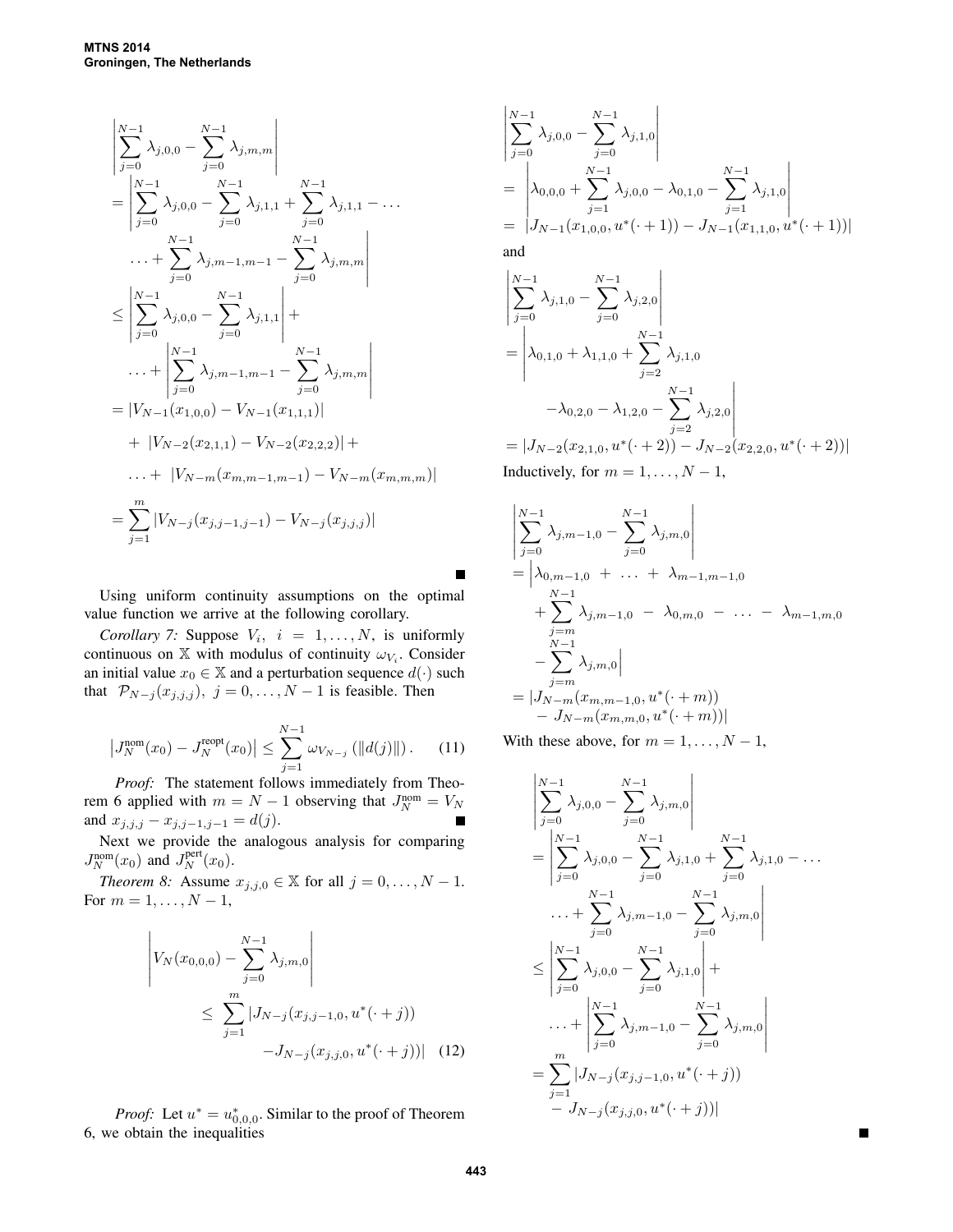$$
\begin{aligned}
&\left|\sum_{j=0}^{N-1}\lambda_{j,0,0}-\sum_{j=0}^{N-1}\lambda_{j,m,m}\right| \\
&=\left|\sum_{j=0}^{N-1}\lambda_{j,0,0}-\sum_{j=0}^{N-1}\lambda_{j,1,1}+\sum_{j=0}^{N-1}\lambda_{j,1,1}-\ldots\right. \\
&\qquad\left.\ldots+\sum_{j=0}^{N-1}\lambda_{j,m-1,m-1}-\sum_{j=0}^{N-1}\lambda_{j,m,m}\right| \\
&\leq\left|\sum_{j=0}^{N-1}\lambda_{j,0,0}-\sum_{j=0}^{N-1}\lambda_{j,1,1}\right|+ \\
&\qquad\ldots+\left|\sum_{j=0}^{N-1}\lambda_{j,m-1,m-1}-\sum_{j=0}^{N-1}\lambda_{j,m,m}\right| \\
&=|V_{N-1}(x_{1,0,0})-V_{N-1}(x_{1,1,1})| \\
&\quad+\ |V_{N-2}(x_{2,1,1})-V_{N-2}(x_{2,2,2})|+ \\
&\quad\ldots+\ |V_{N-m}(x_{m,m-1,m-1})-V_{N-m}(x_{m,m,m})| \\
&=\sum_{j=1}^{m}|V_{N-j}(x_{j,j-1,j-1})-V_{N-j}(x_{j,j,j})|
\end{aligned}
$$

■

Using uniform continuity assumptions on the optimal value function we arrive at the following corollary.

*Corollary 7:* Suppose $V_i,\ i=1,\ldots,N$, is uniformly continuous on $\mathbb{X}$ with modulus of continuity $\omega_{V_i}$. Consider an initial value $x_0\in\mathbb{X}$ and a perturbation sequence $d(\cdot)$ such that $\mathcal{P}_{N-j}(x_{j,j,j}),\ j=0,\ldots,N-1$ is feasible. Then

$$
\left|J_N^{\text{nom}}(x_0)-J_N^{\text{reopt}}(x_0)\right|\leq\sum_{j=1}^{N-1}\omega_{V_{N-j}}\left(\|d(j)\|\right). \qquad (11)
$$

*Proof:* The statement follows immediately from Theorem 6 applied with $m=N-1$ observing that $J_N^{\text{nom}}=V_N$ and $x_{j,j,j}-x_{j,j-1,j-1}=d(j)$. ■

Next we provide the analogous analysis for comparing $J_N^{\text{nom}}(x_0)$ and $J_N^{\text{pert}}(x_0)$.

*Theorem 8:* Assume $x_{j,j,0}\in\mathbb{X}$ for all $j=0,\ldots,N-1$. For $m=1,\ldots,N-1$,

$$
\begin{aligned}
&\left|V_N(x_{0,0,0})-\sum_{j=0}^{N-1}\lambda_{j,m,0}\right| \\
&\qquad\leq\ \sum_{j=1}^{m}|J_{N-j}(x_{j,j-1,0},u^*(\cdot+j)) \\
&\qquad\qquad-J_{N-j}(x_{j,j,0},u^*(\cdot+j))| \qquad (12)
\end{aligned}
$$

*Proof:* Let $u^*=u^*_{0,0,0}$. Similar to the proof of Theorem 6, we obtain the inequalities

$$
\begin{aligned}
&\left|\sum_{j=0}^{N-1}\lambda_{j,0,0}-\sum_{j=0}^{N-1}\lambda_{j,1,0}\right| \\
&=\ \left|\lambda_{0,0,0}+\sum_{j=1}^{N-1}\lambda_{j,0,0}-\lambda_{0,1,0}-\sum_{j=1}^{N-1}\lambda_{j,1,0}\right| \\
&=\ |J_{N-1}(x_{1,0,0},u^*(\cdot+1))-J_{N-1}(x_{1,1,0},u^*(\cdot+1))|
\end{aligned}
$$

and

$$
\begin{aligned}
&\left|\sum_{j=0}^{N-1}\lambda_{j,1,0}-\sum_{j=0}^{N-1}\lambda_{j,2,0}\right| \\
&=\left|\lambda_{0,1,0}+\lambda_{1,1,0}+\sum_{j=2}^{N-1}\lambda_{j,1,0}\right. \\
&\qquad\left.-\lambda_{0,2,0}-\lambda_{1,2,0}-\sum_{j=2}^{N-1}\lambda_{j,2,0}\right| \\
&=|J_{N-2}(x_{2,1,0},u^*(\cdot+2))-J_{N-2}(x_{2,2,0},u^*(\cdot+2))|
\end{aligned}
$$

Inductively, for $m=1,\ldots,N-1$,

$$
\begin{aligned}
&\left|\sum_{j=0}^{N-1}\lambda_{j,m-1,0}-\sum_{j=0}^{N-1}\lambda_{j,m,0}\right| \\
&=\Big|\lambda_{0,m-1,0}\ +\ \ldots\ +\ \lambda_{m-1,m-1,0} \\
&\quad+\sum_{j=m}^{N-1}\lambda_{j,m-1,0}\ -\ \lambda_{0,m,0}\ -\ \ldots\ -\ \lambda_{m-1,m,0} \\
&\quad-\sum_{j=m}^{N-1}\lambda_{j,m,0}\Big| \\
&=|J_{N-m}(x_{m,m-1,0},u^*(\cdot+m)) \\
&\quad-\ J_{N-m}(x_{m,m,0},u^*(\cdot+m))|
\end{aligned}
$$

With these above, for $m=1,\ldots,N-1$,

$$
\begin{aligned}
&\left|\sum_{j=0}^{N-1}\lambda_{j,0,0}-\sum_{j=0}^{N-1}\lambda_{j,m,0}\right| \\
&=\left|\sum_{j=0}^{N-1}\lambda_{j,0,0}-\sum_{j=0}^{N-1}\lambda_{j,1,0}+\sum_{j=0}^{N-1}\lambda_{j,1,0}-\ldots\right. \\
&\qquad\left.\ldots+\sum_{j=0}^{N-1}\lambda_{j,m-1,0}-\sum_{j=0}^{N-1}\lambda_{j,m,0}\right| \\
&\leq\left|\sum_{j=0}^{N-1}\lambda_{j,0,0}-\sum_{j=0}^{N-1}\lambda_{j,1,0}\right|+ \\
&\qquad\ldots+\left|\sum_{j=0}^{N-1}\lambda_{j,m-1,0}-\sum_{j=0}^{N-1}\lambda_{j,m,0}\right| \\
&=\sum_{j=1}^{m}|J_{N-j}(x_{j,j-1,0},u^*(\cdot+j)) \\
&\quad-\ J_{N-j}(x_{j,j,0},u^*(\cdot+j))|
\end{aligned}
$$

■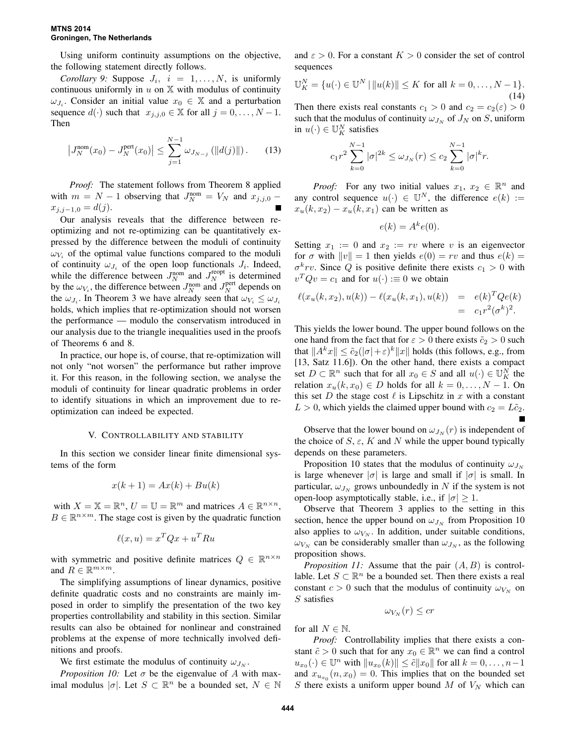Using uniform continuity assumptions on the objective, the following statement directly follows.

*Corollary 9:* Suppose $J_i$, $i = 1, \dots, N$, is uniformly continuous uniformly in $u$ on $\mathbb{X}$ with modulus of continuity $\omega_{J_i}$. Consider an initial value $x_0 \in \mathbb{X}$ and a perturbation sequence $d(\cdot)$ such that $x_{j,j,0} \in \mathbb{X}$ for all $j = 0, \dots, N-1$. Then

$$\left| J_N^{\text{nom}}(x_0) - J_N^{\text{pert}}(x_0) \right| \le \sum_{j=1}^{N-1} \omega_{J_{N-j}} \left( \|d(j)\| \right). \tag{13}$$

*Proof:* The statement follows from Theorem 8 applied with $m = N-1$ observing that $J_N^{\text{nom}} = V_N$ and $x_{j,j,0} - x_{j,j-1,0} = d(j)$. ■

Our analysis reveals that the difference between re-optimizing and not re-optimizing can be quantitatively expressed by the difference between the moduli of continuity $\omega_{V_i}$ of the optimal value functions compared to the moduli of continuity $\omega_{J_i}$ of the open loop functionals $J_i$. Indeed, while the difference between $J_N^{\text{nom}}$ and $J_N^{\text{reopt}}$ is determined by the $\omega_{V_i}$, the difference between $J_N^{\text{nom}}$ and $J_N^{\text{pert}}$ depends on the $\omega_{J_i}$. In Theorem 3 we have already seen that $\omega_{V_i} \le \omega_{J_i}$ holds, which implies that re-optimization should not worsen the performance — modulo the conservatism introduced in our analysis due to the triangle inequalities used in the proofs of Theorems 6 and 8.

In practice, our hope is, of course, that re-optimization will not only "not worsen" the performance but rather improve it. For this reason, in the following section, we analyse the moduli of continuity for linear quadratic problems in order to identify situations in which an improvement due to re-optimization can indeed be expected.

## V. Controllability and stability

In this section we consider linear finite dimensional systems of the form

$$x(k+1) = Ax(k) + Bu(k)$$

with $X = \mathbb{X} = \mathbb{R}^n$, $U = \mathbb{U} = \mathbb{R}^m$ and matrices $A \in \mathbb{R}^{n \times n}$, $B \in \mathbb{R}^{n \times m}$. The stage cost is given by the quadratic function

$$\ell(x,u) = x^T Q x + u^T R u$$

with symmetric and positive definite matrices $Q \in \mathbb{R}^{n \times n}$ and $R \in \mathbb{R}^{m \times m}$.

The simplifying assumptions of linear dynamics, positive definite quadratic costs and no constraints are mainly imposed in order to simplify the presentation of the two key properties controllability and stability in this section. Similar results can also be obtained for nonlinear and constrained problems at the expense of more technically involved definitions and proofs.

We first estimate the modulus of continuity $\omega_{J_N}$.

*Proposition 10:* Let $\sigma$ be the eigenvalue of $A$ with maximal modulus $|\sigma|$. Let $S \subset \mathbb{R}^n$ be a bounded set, $N \in \mathbb{N}$ and $\varepsilon > 0$. For a constant $K > 0$ consider the set of control sequences

$$\mathbb{U}_K^N = \{u(\cdot) \in \mathbb{U}^N \mid \|u(k)\| \le K \text{ for all } k = 0, \dots, N-1\}. \tag{14}$$

Then there exists real constants $c_1 > 0$ and $c_2 = c_2(\varepsilon) > 0$ such that the modulus of continuity $\omega_{J_N}$ of $J_N$ on $S$, uniform in $u(\cdot) \in \mathbb{U}_K^N$ satisfies

$$c_1 r^2 \sum_{k=0}^{N-1} |\sigma|^{2k} \le \omega_{J_N}(r) \le c_2 \sum_{k=0}^{N-1} |\sigma|^k r.$$

*Proof:* For any two initial values $x_1$, $x_2 \in \mathbb{R}^n$ and any control sequence $u(\cdot) \in \mathbb{U}^N$, the difference $e(k) := x_u(k, x_2) - x_u(k, x_1)$ can be written as

$$e(k) = A^k e(0).$$

Setting $x_1 := 0$ and $x_2 := rv$ where $v$ is an eigenvector for $\sigma$ with $\|v\| = 1$ then yields $e(0) = rv$ and thus $e(k) = \sigma^k r v$. Since $Q$ is positive definite there exists $c_1 > 0$ with $v^T Q v = c_1$ and for $u(\cdot) :\equiv 0$ we obtain

$$\begin{aligned} \ell(x_u(k,x_2), u(k)) - \ell(x_u(k,x_1), u(k)) &= e(k)^T Q e(k) \\ &= c_1 r^2 (\sigma^k)^2. \end{aligned}$$

This yields the lower bound. The upper bound follows on the one hand from the fact that for $\varepsilon > 0$ there exists $\tilde{c}_2 > 0$ such that $\|A^k x\| \le \tilde{c}_2 (|\sigma| + \varepsilon)^k \|x\|$ holds (this follows, e.g., from [13, Satz 11.6]). On the other hand, there exists a compact set $D \subset \mathbb{R}^n$ such that for all $x_0 \in S$ and all $u(\cdot) \in \mathbb{U}_K^N$ the relation $x_u(k, x_0) \in D$ holds for all $k = 0, \dots, N-1$. On this set $D$ the stage cost $\ell$ is Lipschitz in $x$ with a constant $L > 0$, which yields the claimed upper bound with $c_2 = L\tilde{c}_2$. ■

Observe that the lower bound on $\omega_{J_N}(r)$ is independent of the choice of $S$, $\varepsilon$, $K$ and $N$ while the upper bound typically depends on these parameters.

Proposition 10 states that the modulus of continuity $\omega_{J_N}$ is large whenever $|\sigma|$ is large and small if $|\sigma|$ is small. In particular, $\omega_{J_N}$ grows unboundedly in $N$ if the system is not open-loop asymptotically stable, i.e., if $|\sigma| \ge 1$.

Observe that Theorem 3 applies to the setting in this section, hence the upper bound on $\omega_{J_N}$ from Proposition 10 also applies to $\omega_{V_N}$. In addition, under suitable conditions, $\omega_{V_N}$ can be considerably smaller than $\omega_{J_N}$, as the following proposition shows.

*Proposition 11:* Assume that the pair $(A, B)$ is controllable. Let $S \subset \mathbb{R}^n$ be a bounded set. Then there exists a real constant $c > 0$ such that the modulus of continuity $\omega_{V_N}$ on $S$ satisfies

$$\omega_{V_N}(r) \le cr$$

for all $N \in \mathbb{N}$.

*Proof:* Controllability implies that there exists a constant $\tilde{c} > 0$ such that for any $x_0 \in \mathbb{R}^n$ we can find a control $u_{x_0}(\cdot) \in \mathbb{U}^n$ with $\|u_{x_0}(k)\| \le \tilde{c}\|x_0\|$ for all $k = 0, \dots, n-1$ and $x_{u_{x_0}}(n, x_0) = 0$. This implies that on the bounded set $S$ there exists a uniform upper bound $M$ of $V_N$ which can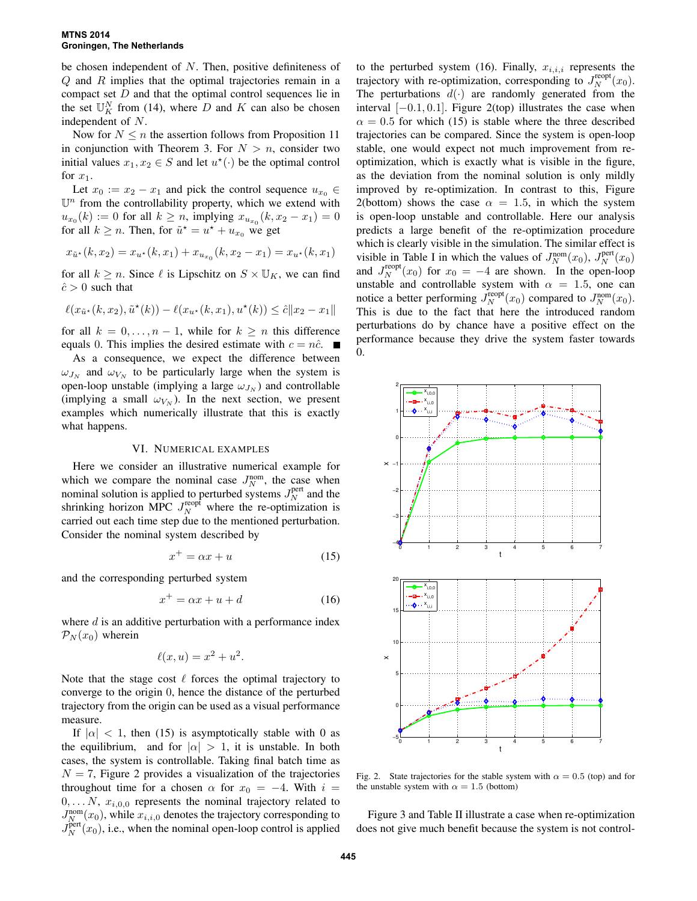be chosen independent of $N$. Then, positive definiteness of $Q$ and $R$ implies that the optimal trajectories remain in a compact set $D$ and that the optimal control sequences lie in the set $\mathbb{U}_K^N$ from (14), where $D$ and $K$ can also be chosen independent of $N$.

Now for $N \leq n$ the assertion follows from Proposition 11 in conjunction with Theorem 3. For $N > n$, consider two initial values $x_1, x_2 \in S$ and let $u^\star(\cdot)$ be the optimal control for $x_1$.

Let $x_0 := x_2 - x_1$ and pick the control sequence $u_{x_0} \in \mathbb{U}^n$ from the controllability property, which we extend with $u_{x_0}(k) := 0$ for all $k \geq n$, implying $x_{u_{x_0}}(k, x_2 - x_1) = 0$ for all $k \geq n$. Then, for $\tilde{u}^\star = u^\star + u_{x_0}$ we get

$$x_{\tilde{u}^\star}(k, x_2) = x_{u^\star}(k, x_1) + x_{u_{x_0}}(k, x_2 - x_1) = x_{u^\star}(k, x_1)$$

for all $k \geq n$. Since $\ell$ is Lipschitz on $S \times \mathbb{U}_K$, we can find $\hat{c} > 0$ such that

$$\ell(x_{\tilde{u}^\star}(k, x_2), \tilde{u}^\star(k)) - \ell(x_{u^\star}(k, x_1), u^\star(k)) \leq \hat{c}\|x_2 - x_1\|$$

for all $k = 0, \ldots, n-1$, while for $k \geq n$ this difference equals 0. This implies the desired estimate with $c = n\hat{c}$. ■

As a consequence, we expect the difference between $\omega_{J_N}$ and $\omega_{V_N}$ to be particularly large when the system is open-loop unstable (implying a large $\omega_{J_N}$) and controllable (implying a small $\omega_{V_N}$). In the next section, we present examples which numerically illustrate that this is exactly what happens.

## VI. Numerical Examples

Here we consider an illustrative numerical example for which we compare the nominal case $J_N^{\text{nom}}$, the case when nominal solution is applied to perturbed systems $J_N^{\text{pert}}$ and the shrinking horizon MPC $J_N^{\text{reopt}}$ where the re-optimization is carried out each time step due to the mentioned perturbation. Consider the nominal system described by

$$x^+ = \alpha x + u \tag{15}$$

and the corresponding perturbed system

$$x^+ = \alpha x + u + d \tag{16}$$

where $d$ is an additive perturbation with a performance index $\mathcal{P}_N(x_0)$ wherein

$$\ell(x, u) = x^2 + u^2.$$

Note that the stage cost $\ell$ forces the optimal trajectory to converge to the origin 0, hence the distance of the perturbed trajectory from the origin can be used as a visual performance measure.

If $|\alpha| < 1$, then (15) is asymptotically stable with 0 as the equilibrium, and for $|\alpha| > 1$, it is unstable. In both cases, the system is controllable. Taking final batch time as $N = 7$, Figure 2 provides a visualization of the trajectories throughout time for a chosen $\alpha$ for $x_0 = -4$. With $i = 0, \ldots N$, $x_{i,0,0}$ represents the nominal trajectory related to $J_N^{\text{nom}}(x_0)$, while $x_{i,i,0}$ denotes the trajectory corresponding to $J_N^{\text{pert}}(x_0)$, i.e., when the nominal open-loop control is applied to the perturbed system (16). Finally, $x_{i,i,i}$ represents the trajectory with re-optimization, corresponding to $J_N^{\text{reopt}}(x_0)$. The perturbations $d(\cdot)$ are randomly generated from the interval $[-0.1, 0.1]$. Figure 2(top) illustrates the case when $\alpha = 0.5$ for which (15) is stable where the three described trajectories can be compared. Since the system is open-loop stable, one would expect not much improvement from re-optimization, which is exactly what is visible in the figure, as the deviation from the nominal solution is only mildly improved by re-optimization. In contrast to this, Figure 2(bottom) shows the case $\alpha = 1.5$, in which the system is open-loop unstable and controllable. Here our analysis predicts a large benefit of the re-optimization procedure which is clearly visible in the simulation. The similar effect is visible in Table I in which the values of $J_N^{\text{nom}}(x_0)$, $J_N^{\text{pert}}(x_0)$ and $J_N^{\text{reopt}}(x_0)$ for $x_0 = -4$ are shown. In the open-loop unstable and controllable system with $\alpha = 1.5$, one can notice a better performing $J_N^{\text{reopt}}(x_0)$ compared to $J_N^{\text{nom}}(x_0)$. This is due to the fact that here the introduced random perturbations do by chance have a positive effect on the performance because they drive the system faster towards 0.

Fig. 2. State trajectories for the stable system with $\alpha = 0.5$ (top) and for the unstable system with $\alpha = 1.5$ (bottom)

Figure 3 and Table II illustrate a case when re-optimization does not give much benefit because the system is not control-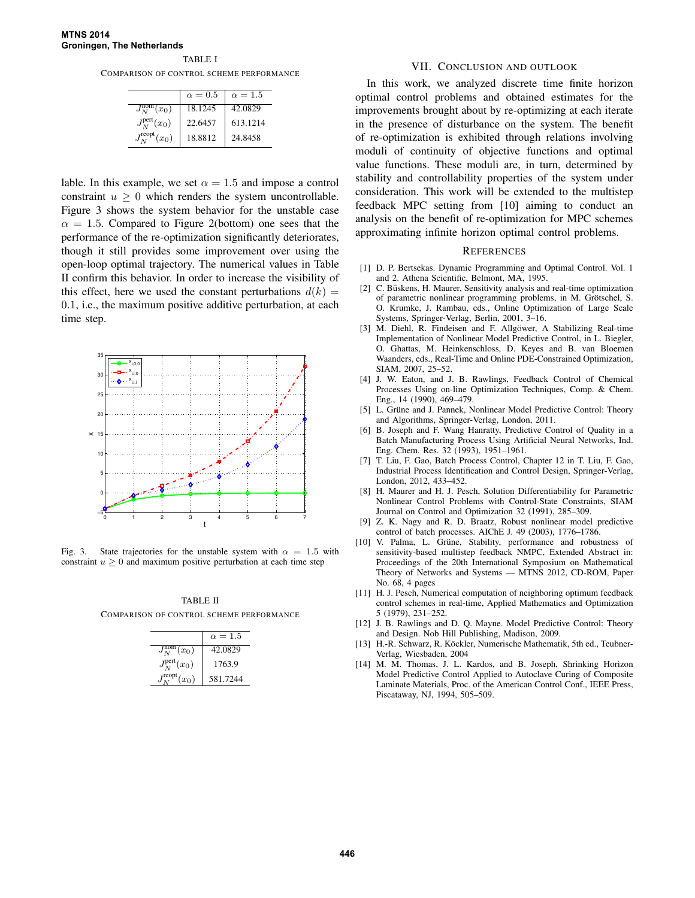TABLE I

COMPARISON OF CONTROL SCHEME PERFORMANCE

| | $\alpha = 0.5$ | $\alpha = 1.5$ |
|---|---|---|
| $J_N^{\text{nom}}(x_0)$ | 18.1245 | 42.0829 |
| $J_N^{\text{pert}}(x_0)$ | 22.6457 | 613.1214 |
| $J_N^{\text{reopt}}(x_0)$ | 18.8812 | 24.8458 |

lable. In this example, we set $\alpha = 1.5$ and impose a control constraint $u \geq 0$ which renders the system uncontrollable. Figure 3 shows the system behavior for the unstable case $\alpha = 1.5$. Compared to Figure 2(bottom) one sees that the performance of the re-optimization significantly deteriorates, though it still provides some improvement over using the open-loop optimal trajectory. The numerical values in Table II confirm this behavior. In order to increase the visibility of this effect, here we used the constant perturbations $d(k) = 0.1$, i.e., the maximum positive additive perturbation, at each time step.

35
30
25
20
15
10
5
0
−5
x
0 1 2 3 4 5 6 7
t
$x_{i,0,0}$
$x_{u,0}$
$x_{u,i}$

Fig. 3. State trajectories for the unstable system with $\alpha = 1.5$ with constraint $u \geq 0$ and maximum positive perturbation at each time step

TABLE II

COMPARISON OF CONTROL SCHEME PERFORMANCE

| | $\alpha = 1.5$ |
|---|---|
| $J_N^{\text{nom}}(x_0)$ | 42.0829 |
| $J_N^{\text{pert}}(x_0)$ | 1763.9 |
| $J_N^{\text{reopt}}(x_0)$ | 581.7244 |

## VII. Conclusion and Outlook

In this work, we analyzed discrete time finite horizon optimal control problems and obtained estimates for the improvements brought about by re-optimizing at each iterate in the presence of disturbance on the system. The benefit of re-optimization is exhibited through relations involving moduli of continuity of objective functions and optimal value functions. These moduli are, in turn, determined by stability and controllability properties of the system under consideration. This work will be extended to the multistep feedback MPC setting from [10] aiming to conduct an analysis on the benefit of re-optimization for MPC schemes approximating infinite horizon optimal control problems.

## References

[1] D. P. Bertsekas. Dynamic Programming and Optimal Control. Vol. 1 and 2. Athena Scientific, Belmont, MA, 1995.

[2] C. Büskens, H. Maurer, Sensitivity analysis and real-time optimization of parametric nonlinear programming problems, in M. Grötschel, S. O. Krumke, J. Rambau, eds., Online Optimization of Large Scale Systems, Springer-Verlag, Berlin, 2001, 3–16.

[3] M. Diehl, R. Findeisen and F. Allgöwer, A Stabilizing Real-time Implementation of Nonlinear Model Predictive Control, in L. Biegler, O. Ghattas, M. Heinkenschloss, D. Keyes and B. van Bloemen Waanders, eds., Real-Time and Online PDE-Constrained Optimization, SIAM, 2007, 25–52.

[4] J. W. Eaton, and J. B. Rawlings, Feedback Control of Chemical Processes Using on-line Optimization Techniques, Comp. & Chem. Eng., 14 (1990), 469–479.

[5] L. Grüne and J. Pannek, Nonlinear Model Predictive Control: Theory and Algorithms, Springer-Verlag, London, 2011.

[6] B. Joseph and F. Wang Hanratty, Predictive Control of Quality in a Batch Manufacturing Process Using Artificial Neural Networks, Ind. Eng. Chem. Res. 32 (1993), 1951–1961.

[7] T. Liu, F. Gao, Batch Process Control, Chapter 12 in T. Liu, F. Gao, Industrial Process Identification and Control Design, Springer-Verlag, London, 2012, 433–452.

[8] H. Maurer and H. J. Pesch, Solution Differentiability for Parametric Nonlinear Control Problems with Control-State Constraints, SIAM Journal on Control and Optimization 32 (1991), 285–309.

[9] Z. K. Nagy and R. D. Braatz, Robust nonlinear model predictive control of batch processes. AIChE J. 49 (2003), 1776–1786.

[10] V. Palma, L. Grüne, Stability, performance and robustness of sensitivity-based multistep feedback NMPC, Extended Abstract in: Proceedings of the 20th International Symposium on Mathematical Theory of Networks and Systems — MTNS 2012, CD-ROM, Paper No. 68, 4 pages

[11] H. J. Pesch, Numerical computation of neighboring optimum feedback control schemes in real-time, Applied Mathematics and Optimization 5 (1979), 231–252.

[12] J. B. Rawlings and D. Q. Mayne. Model Predictive Control: Theory and Design. Nob Hill Publishing, Madison, 2009.

[13] H.-R. Schwarz, R. Köckler, Numerische Mathematik, 5th ed., Teubner-Verlag, Wiesbaden, 2004

[14] M. M. Thomas, J. L. Kardos, and B. Joseph, Shrinking Horizon Model Predictive Control Applied to Autoclave Curing of Composite Laminate Materials, Proc. of the American Control Conf., IEEE Press, Piscataway, NJ, 1994, 505–509.